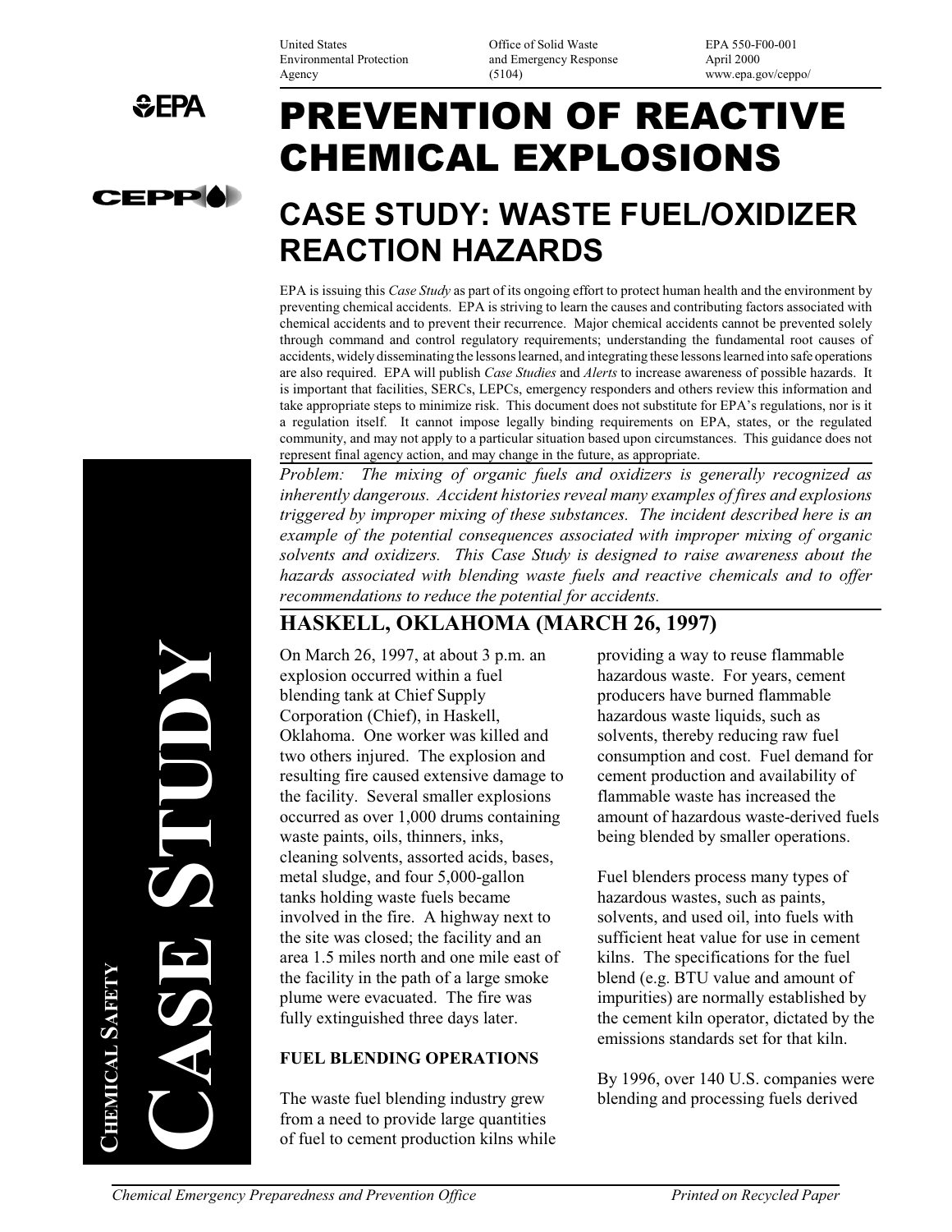United States Environmental Protection Agency | Office of Solid Waste and Emergency Response (5104) | EPA 550-F00-001 April 2000 www.epa.gov/ceppo/

# PREVENTION OF REACTIVE CHEMICAL EXPLOSIONS

## CASE STUDY: WASTE FUEL/OXIDIZER REACTION HAZARDS

EPA is issuing this *Case Study* as part of its ongoing effort to protect human health and the environment by preventing chemical accidents. EPA is striving to learn the causes and contributing factors associated with chemical accidents and to prevent their recurrence. Major chemical accidents cannot be prevented solely through command and control regulatory requirements; understanding the fundamental root causes of accidents, widely disseminating the lessons learned, and integrating these lessons learned into safe operations are also required. EPA will publish *Case Studies* and *Alerts* to increase awareness of possible hazards. It is important that facilities, SERCs, LEPCs, emergency responders and others review this information and take appropriate steps to minimize risk. This document does not substitute for EPA's regulations, nor is it a regulation itself. It cannot impose legally binding requirements on EPA, states, or the regulated community, and may not apply to a particular situation based upon circumstances. This guidance does not represent final agency action, and may change in the future, as appropriate.

*Problem: The mixing of organic fuels and oxidizers is generally recognized as inherently dangerous. Accident histories reveal many examples of fires and explosions triggered by improper mixing of these substances. The incident described here is an example of the potential consequences associated with improper mixing of organic solvents and oxidizers. This Case Study is designed to raise awareness about the hazards associated with blending waste fuels and reactive chemicals and to offer recommendations to reduce the potential for accidents.*

## HASKELL, OKLAHOMA (MARCH 26, 1997)

On March 26, 1997, at about 3 p.m. an explosion occurred within a fuel blending tank at Chief Supply Corporation (Chief), in Haskell, Oklahoma. One worker was killed and two others injured. The explosion and resulting fire caused extensive damage to the facility. Several smaller explosions occurred as over 1,000 drums containing waste paints, oils, thinners, inks, cleaning solvents, assorted acids, bases, metal sludge, and four 5,000-gallon tanks holding waste fuels became involved in the fire. A highway next to the site was closed; the facility and an area 1.5 miles north and one mile east of the facility in the path of a large smoke plume were evacuated. The fire was fully extinguished three days later.

### FUEL BLENDING OPERATIONS

The waste fuel blending industry grew from a need to provide large quantities of fuel to cement production kilns while providing a way to reuse flammable hazardous waste. For years, cement producers have burned flammable hazardous waste liquids, such as solvents, thereby reducing raw fuel consumption and cost. Fuel demand for cement production and availability of flammable waste has increased the amount of hazardous waste-derived fuels being blended by smaller operations.

Fuel blenders process many types of hazardous wastes, such as paints, solvents, and used oil, into fuels with sufficient heat value for use in cement kilns. The specifications for the fuel blend (e.g. BTU value and amount of impurities) are normally established by the cement kiln operator, dictated by the emissions standards set for that kiln.

By 1996, over 140 U.S. companies were blending and processing fuels derived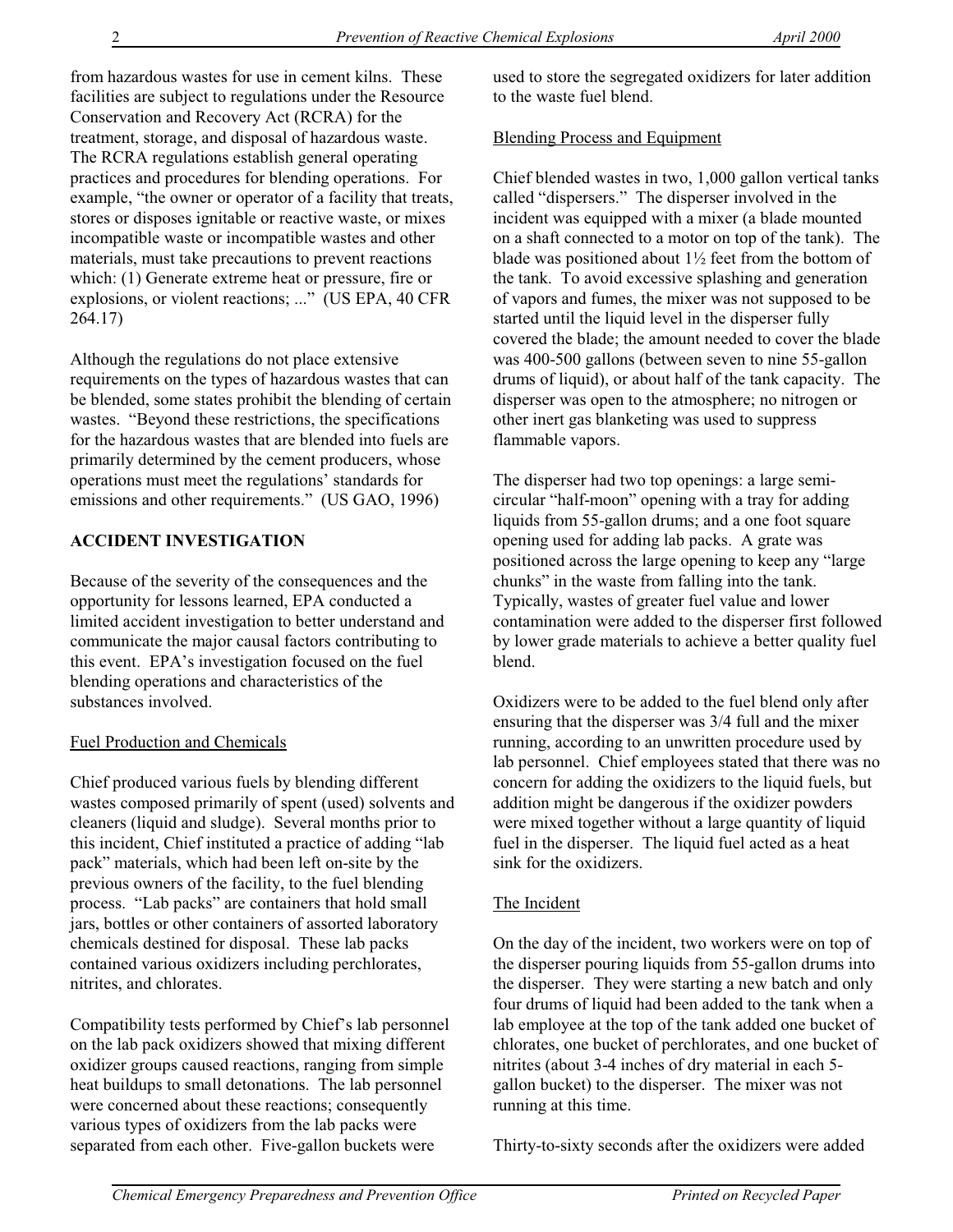from hazardous wastes for use in cement kilns. These facilities are subject to regulations under the Resource Conservation and Recovery Act (RCRA) for the treatment, storage, and disposal of hazardous waste. The RCRA regulations establish general operating practices and procedures for blending operations. For example, "the owner or operator of a facility that treats, stores or disposes ignitable or reactive waste, or mixes incompatible waste or incompatible wastes and other materials, must take precautions to prevent reactions which: (1) Generate extreme heat or pressure, fire or explosions, or violent reactions; ..." (US EPA, 40 CFR 264.17)

Although the regulations do not place extensive requirements on the types of hazardous wastes that can be blended, some states prohibit the blending of certain wastes. "Beyond these restrictions, the specifications for the hazardous wastes that are blended into fuels are primarily determined by the cement producers, whose operations must meet the regulations' standards for emissions and other requirements." (US GAO, 1996)

## ACCIDENT INVESTIGATION

Because of the severity of the consequences and the opportunity for lessons learned, EPA conducted a limited accident investigation to better understand and communicate the major causal factors contributing to this event. EPA's investigation focused on the fuel blending operations and characteristics of the substances involved.

### Fuel Production and Chemicals

Chief produced various fuels by blending different wastes composed primarily of spent (used) solvents and cleaners (liquid and sludge). Several months prior to this incident, Chief instituted a practice of adding "lab pack" materials, which had been left on-site by the previous owners of the facility, to the fuel blending process. "Lab packs" are containers that hold small jars, bottles or other containers of assorted laboratory chemicals destined for disposal. These lab packs contained various oxidizers including perchlorates, nitrites, and chlorates.

Compatibility tests performed by Chief's lab personnel on the lab pack oxidizers showed that mixing different oxidizer groups caused reactions, ranging from simple heat buildups to small detonations. The lab personnel were concerned about these reactions; consequently various types of oxidizers from the lab packs were separated from each other. Five-gallon buckets were used to store the segregated oxidizers for later addition to the waste fuel blend.

### Blending Process and Equipment

Chief blended wastes in two, 1,000 gallon vertical tanks called "dispersers." The disperser involved in the incident was equipped with a mixer (a blade mounted on a shaft connected to a motor on top of the tank). The blade was positioned about 1½ feet from the bottom of the tank. To avoid excessive splashing and generation of vapors and fumes, the mixer was not supposed to be started until the liquid level in the disperser fully covered the blade; the amount needed to cover the blade was 400-500 gallons (between seven to nine 55-gallon drums of liquid), or about half of the tank capacity. The disperser was open to the atmosphere; no nitrogen or other inert gas blanketing was used to suppress flammable vapors.

The disperser had two top openings: a large semi-circular "half-moon" opening with a tray for adding liquids from 55-gallon drums; and a one foot square opening used for adding lab packs. A grate was positioned across the large opening to keep any "large chunks" in the waste from falling into the tank. Typically, wastes of greater fuel value and lower contamination were added to the disperser first followed by lower grade materials to achieve a better quality fuel blend.

Oxidizers were to be added to the fuel blend only after ensuring that the disperser was 3/4 full and the mixer running, according to an unwritten procedure used by lab personnel. Chief employees stated that there was no concern for adding the oxidizers to the liquid fuels, but addition might be dangerous if the oxidizer powders were mixed together without a large quantity of liquid fuel in the disperser. The liquid fuel acted as a heat sink for the oxidizers.

### The Incident

On the day of the incident, two workers were on top of the disperser pouring liquids from 55-gallon drums into the disperser. They were starting a new batch and only four drums of liquid had been added to the tank when a lab employee at the top of the tank added one bucket of chlorates, one bucket of perchlorates, and one bucket of nitrites (about 3-4 inches of dry material in each 5-gallon bucket) to the disperser. The mixer was not running at this time.

Thirty-to-sixty seconds after the oxidizers were added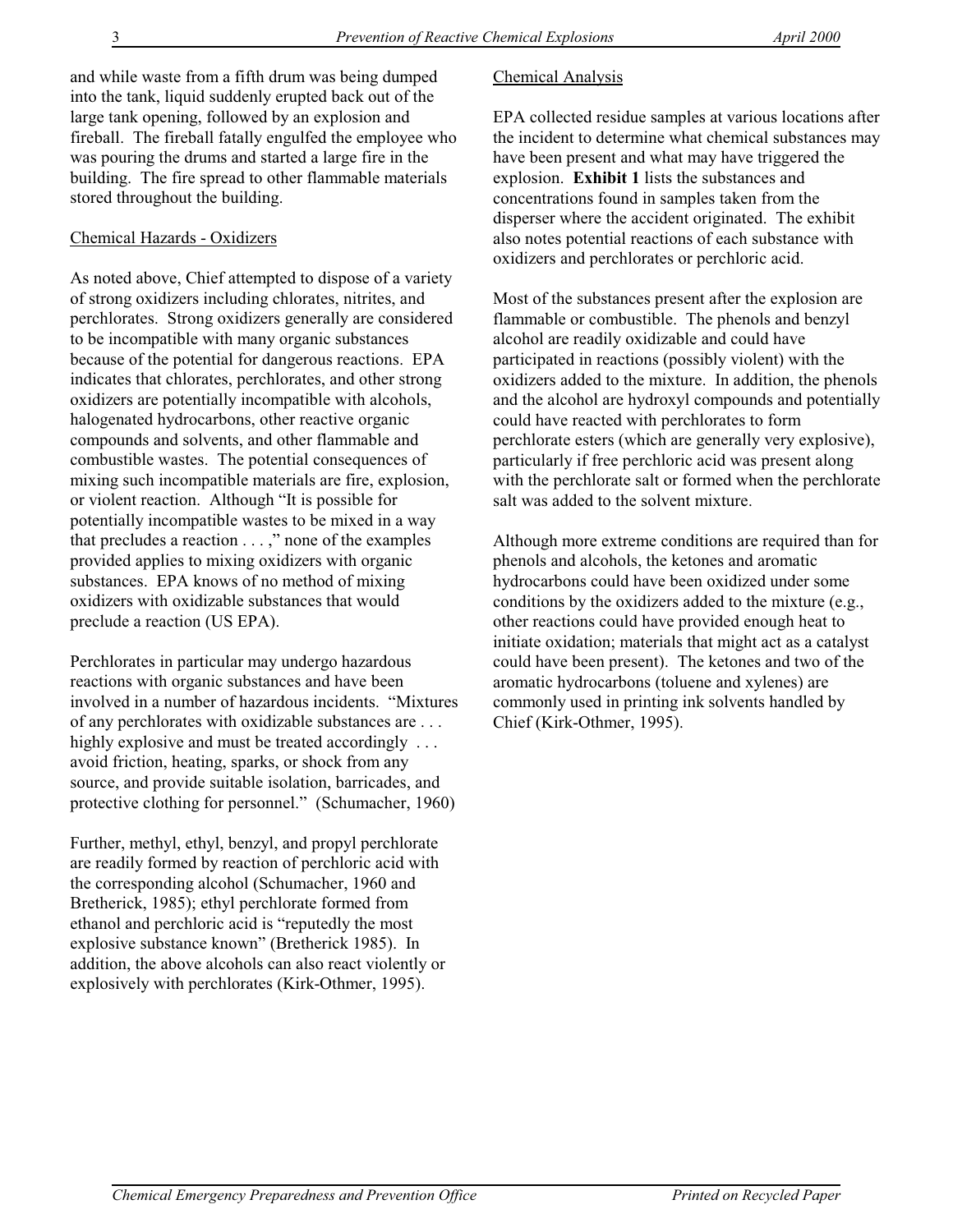and while waste from a fifth drum was being dumped into the tank, liquid suddenly erupted back out of the large tank opening, followed by an explosion and fireball. The fireball fatally engulfed the employee who was pouring the drums and started a large fire in the building. The fire spread to other flammable materials stored throughout the building.

## Chemical Hazards - Oxidizers

As noted above, Chief attempted to dispose of a variety of strong oxidizers including chlorates, nitrites, and perchlorates. Strong oxidizers generally are considered to be incompatible with many organic substances because of the potential for dangerous reactions. EPA indicates that chlorates, perchlorates, and other strong oxidizers are potentially incompatible with alcohols, halogenated hydrocarbons, other reactive organic compounds and solvents, and other flammable and combustible wastes. The potential consequences of mixing such incompatible materials are fire, explosion, or violent reaction. Although "It is possible for potentially incompatible wastes to be mixed in a way that precludes a reaction . . . ," none of the examples provided applies to mixing oxidizers with organic substances. EPA knows of no method of mixing oxidizers with oxidizable substances that would preclude a reaction (US EPA).

Perchlorates in particular may undergo hazardous reactions with organic substances and have been involved in a number of hazardous incidents. "Mixtures of any perchlorates with oxidizable substances are . . . highly explosive and must be treated accordingly . . . avoid friction, heating, sparks, or shock from any source, and provide suitable isolation, barricades, and protective clothing for personnel." (Schumacher, 1960)

Further, methyl, ethyl, benzyl, and propyl perchlorate are readily formed by reaction of perchloric acid with the corresponding alcohol (Schumacher, 1960 and Bretherick, 1985); ethyl perchlorate formed from ethanol and perchloric acid is "reputedly the most explosive substance known" (Bretherick 1985). In addition, the above alcohols can also react violently or explosively with perchlorates (Kirk-Othmer, 1995).

## Chemical Analysis

EPA collected residue samples at various locations after the incident to determine what chemical substances may have been present and what may have triggered the explosion. **Exhibit 1** lists the substances and concentrations found in samples taken from the disperser where the accident originated. The exhibit also notes potential reactions of each substance with oxidizers and perchlorates or perchloric acid.

Most of the substances present after the explosion are flammable or combustible. The phenols and benzyl alcohol are readily oxidizable and could have participated in reactions (possibly violent) with the oxidizers added to the mixture. In addition, the phenols and the alcohol are hydroxyl compounds and potentially could have reacted with perchlorates to form perchlorate esters (which are generally very explosive), particularly if free perchloric acid was present along with the perchlorate salt or formed when the perchlorate salt was added to the solvent mixture.

Although more extreme conditions are required than for phenols and alcohols, the ketones and aromatic hydrocarbons could have been oxidized under some conditions by the oxidizers added to the mixture (e.g., other reactions could have provided enough heat to initiate oxidation; materials that might act as a catalyst could have been present). The ketones and two of the aromatic hydrocarbons (toluene and xylenes) are commonly used in printing ink solvents handled by Chief (Kirk-Othmer, 1995).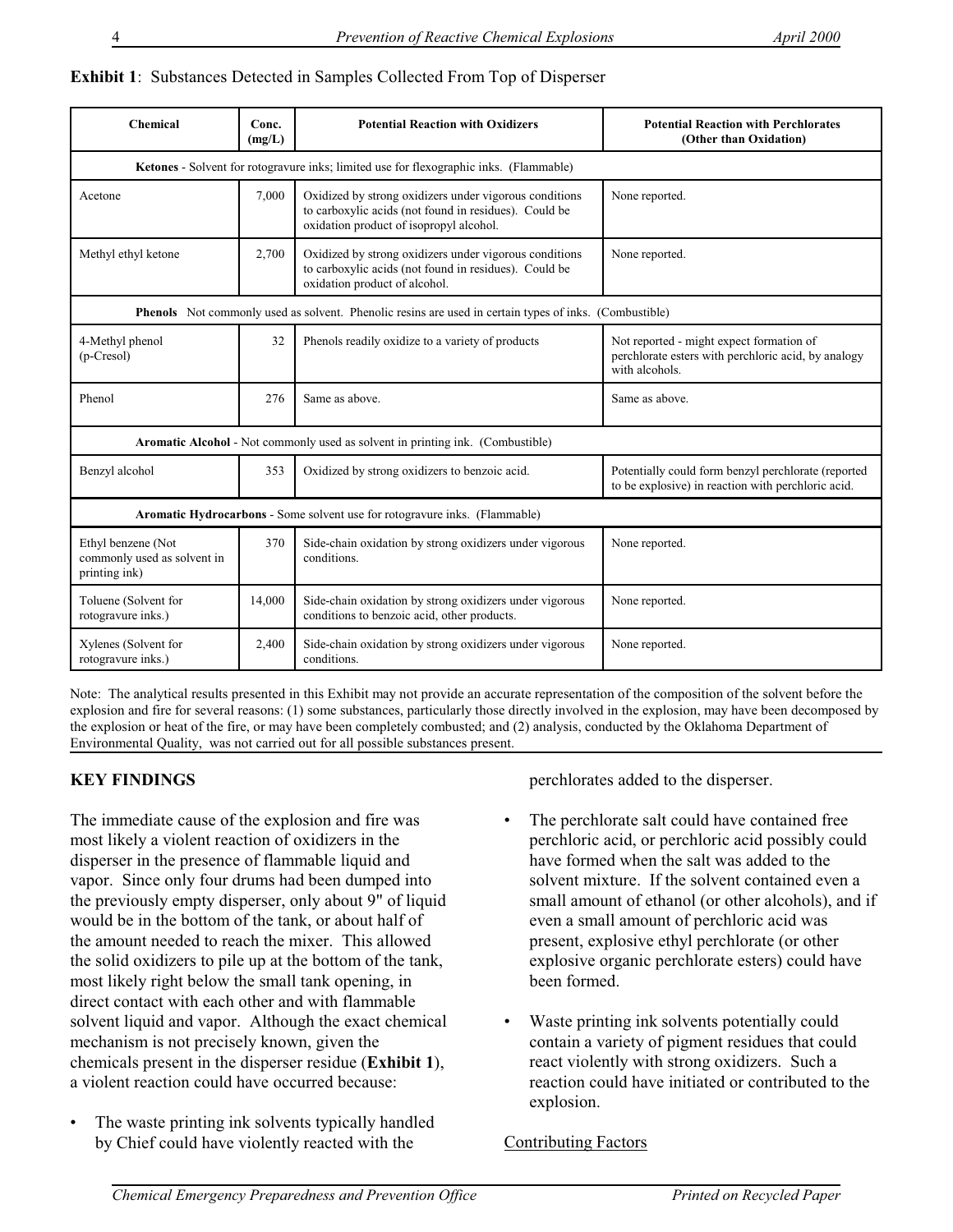**Exhibit 1**: Substances Detected in Samples Collected From Top of Disperser

| Chemical | Conc. (mg/L) | Potential Reaction with Oxidizers | Potential Reaction with Perchlorates (Other than Oxidation) |
|---|---|---|---|
| **Ketones** - Solvent for rotogravure inks; limited use for flexographic inks. (Flammable) | | | |
| Acetone | 7,000 | Oxidized by strong oxidizers under vigorous conditions to carboxylic acids (not found in residues). Could be oxidation product of isopropyl alcohol. | None reported. |
| Methyl ethyl ketone | 2,700 | Oxidized by strong oxidizers under vigorous conditions to carboxylic acids (not found in residues). Could be oxidation product of alcohol. | None reported. |
| **Phenols** Not commonly used as solvent. Phenolic resins are used in certain types of inks. (Combustible) | | | |
| 4-Methyl phenol (p-Cresol) | 32 | Phenols readily oxidize to a variety of products | Not reported - might expect formation of perchlorate esters with perchloric acid, by analogy with alcohols. |
| Phenol | 276 | Same as above. | Same as above. |
| **Aromatic Alcohol** - Not commonly used as solvent in printing ink. (Combustible) | | | |
| Benzyl alcohol | 353 | Oxidized by strong oxidizers to benzoic acid. | Potentially could form benzyl perchlorate (reported to be explosive) in reaction with perchloric acid. |
| **Aromatic Hydrocarbons** - Some solvent use for rotogravure inks. (Flammable) | | | |
| Ethyl benzene (Not commonly used as solvent in printing ink) | 370 | Side-chain oxidation by strong oxidizers under vigorous conditions. | None reported. |
| Toluene (Solvent for rotogravure inks.) | 14,000 | Side-chain oxidation by strong oxidizers under vigorous conditions to benzoic acid, other products. | None reported. |
| Xylenes (Solvent for rotogravure inks.) | 2,400 | Side-chain oxidation by strong oxidizers under vigorous conditions. | None reported. |

Note: The analytical results presented in this Exhibit may not provide an accurate representation of the composition of the solvent before the explosion and fire for several reasons: (1) some substances, particularly those directly involved in the explosion, may have been decomposed by the explosion or heat of the fire, or may have been completely combusted; and (2) analysis, conducted by the Oklahoma Department of Environmental Quality, was not carried out for all possible substances present.

## KEY FINDINGS

The immediate cause of the explosion and fire was most likely a violent reaction of oxidizers in the disperser in the presence of flammable liquid and vapor. Since only four drums had been dumped into the previously empty disperser, only about 9" of liquid would be in the bottom of the tank, or about half of the amount needed to reach the mixer. This allowed the solid oxidizers to pile up at the bottom of the tank, most likely right below the small tank opening, in direct contact with each other and with flammable solvent liquid and vapor. Although the exact chemical mechanism is not precisely known, given the chemicals present in the disperser residue (**Exhibit 1**), a violent reaction could have occurred because:

- The waste printing ink solvents typically handled by Chief could have violently reacted with the perchlorates added to the disperser.
- The perchlorate salt could have contained free perchloric acid, or perchloric acid possibly could have formed when the salt was added to the solvent mixture. If the solvent contained even a small amount of ethanol (or other alcohols), and if even a small amount of perchloric acid was present, explosive ethyl perchlorate (or other explosive organic perchlorate esters) could have been formed.
- Waste printing ink solvents potentially could contain a variety of pigment residues that could react violently with strong oxidizers. Such a reaction could have initiated or contributed to the explosion.

Contributing Factors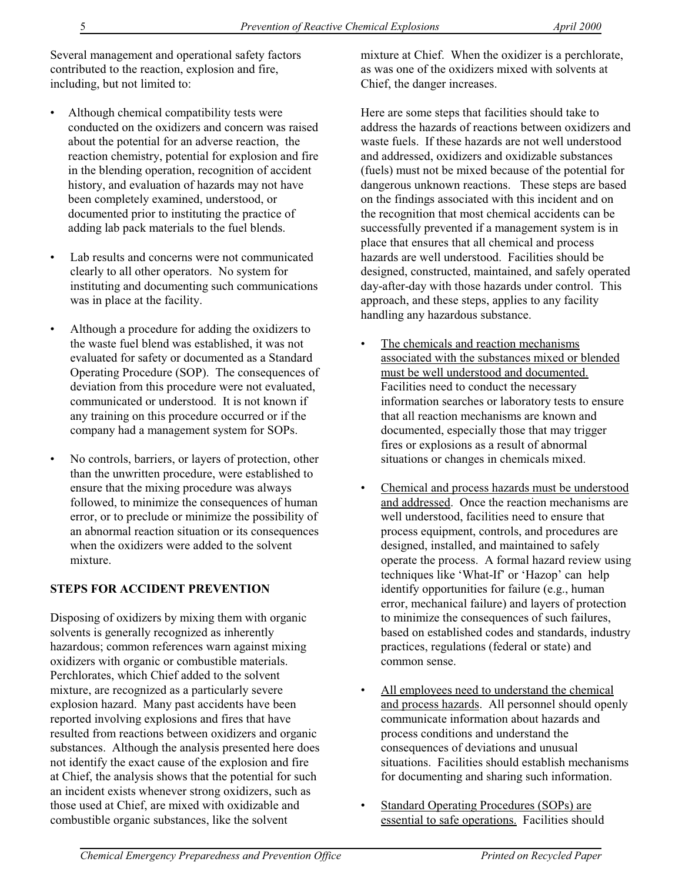Several management and operational safety factors contributed to the reaction, explosion and fire, including, but not limited to:

- Although chemical compatibility tests were conducted on the oxidizers and concern was raised about the potential for an adverse reaction, the reaction chemistry, potential for explosion and fire in the blending operation, recognition of accident history, and evaluation of hazards may not have been completely examined, understood, or documented prior to instituting the practice of adding lab pack materials to the fuel blends.

- Lab results and concerns were not communicated clearly to all other operators. No system for instituting and documenting such communications was in place at the facility.

- Although a procedure for adding the oxidizers to the waste fuel blend was established, it was not evaluated for safety or documented as a Standard Operating Procedure (SOP). The consequences of deviation from this procedure were not evaluated, communicated or understood. It is not known if any training on this procedure occurred or if the company had a management system for SOPs.

- No controls, barriers, or layers of protection, other than the unwritten procedure, were established to ensure that the mixing procedure was always followed, to minimize the consequences of human error, or to preclude or minimize the possibility of an abnormal reaction situation or its consequences when the oxidizers were added to the solvent mixture.

## STEPS FOR ACCIDENT PREVENTION

Disposing of oxidizers by mixing them with organic solvents is generally recognized as inherently hazardous; common references warn against mixing oxidizers with organic or combustible materials. Perchlorates, which Chief added to the solvent mixture, are recognized as a particularly severe explosion hazard. Many past accidents have been reported involving explosions and fires that have resulted from reactions between oxidizers and organic substances. Although the analysis presented here does not identify the exact cause of the explosion and fire at Chief, the analysis shows that the potential for such an incident exists whenever strong oxidizers, such as those used at Chief, are mixed with oxidizable and combustible organic substances, like the solvent mixture at Chief. When the oxidizer is a perchlorate, as was one of the oxidizers mixed with solvents at Chief, the danger increases.

Here are some steps that facilities should take to address the hazards of reactions between oxidizers and waste fuels. If these hazards are not well understood and addressed, oxidizers and oxidizable substances (fuels) must not be mixed because of the potential for dangerous unknown reactions. These steps are based on the findings associated with this incident and on the recognition that most chemical accidents can be successfully prevented if a management system is in place that ensures that all chemical and process hazards are well understood. Facilities should be designed, constructed, maintained, and safely operated day-after-day with those hazards under control. This approach, and these steps, applies to any facility handling any hazardous substance.

- <u>The chemicals and reaction mechanisms associated with the substances mixed or blended must be well understood and documented.</u> Facilities need to conduct the necessary information searches or laboratory tests to ensure that all reaction mechanisms are known and documented, especially those that may trigger fires or explosions as a result of abnormal situations or changes in chemicals mixed.

- <u>Chemical and process hazards must be understood and addressed</u>. Once the reaction mechanisms are well understood, facilities need to ensure that process equipment, controls, and procedures are designed, installed, and maintained to safely operate the process. A formal hazard review using techniques like 'What-If' or 'Hazop' can help identify opportunities for failure (e.g., human error, mechanical failure) and layers of protection to minimize the consequences of such failures, based on established codes and standards, industry practices, regulations (federal or state) and common sense.

- <u>All employees need to understand the chemical and process hazards</u>. All personnel should openly communicate information about hazards and process conditions and understand the consequences of deviations and unusual situations. Facilities should establish mechanisms for documenting and sharing such information.

- <u>Standard Operating Procedures (SOPs) are essential to safe operations.</u> Facilities should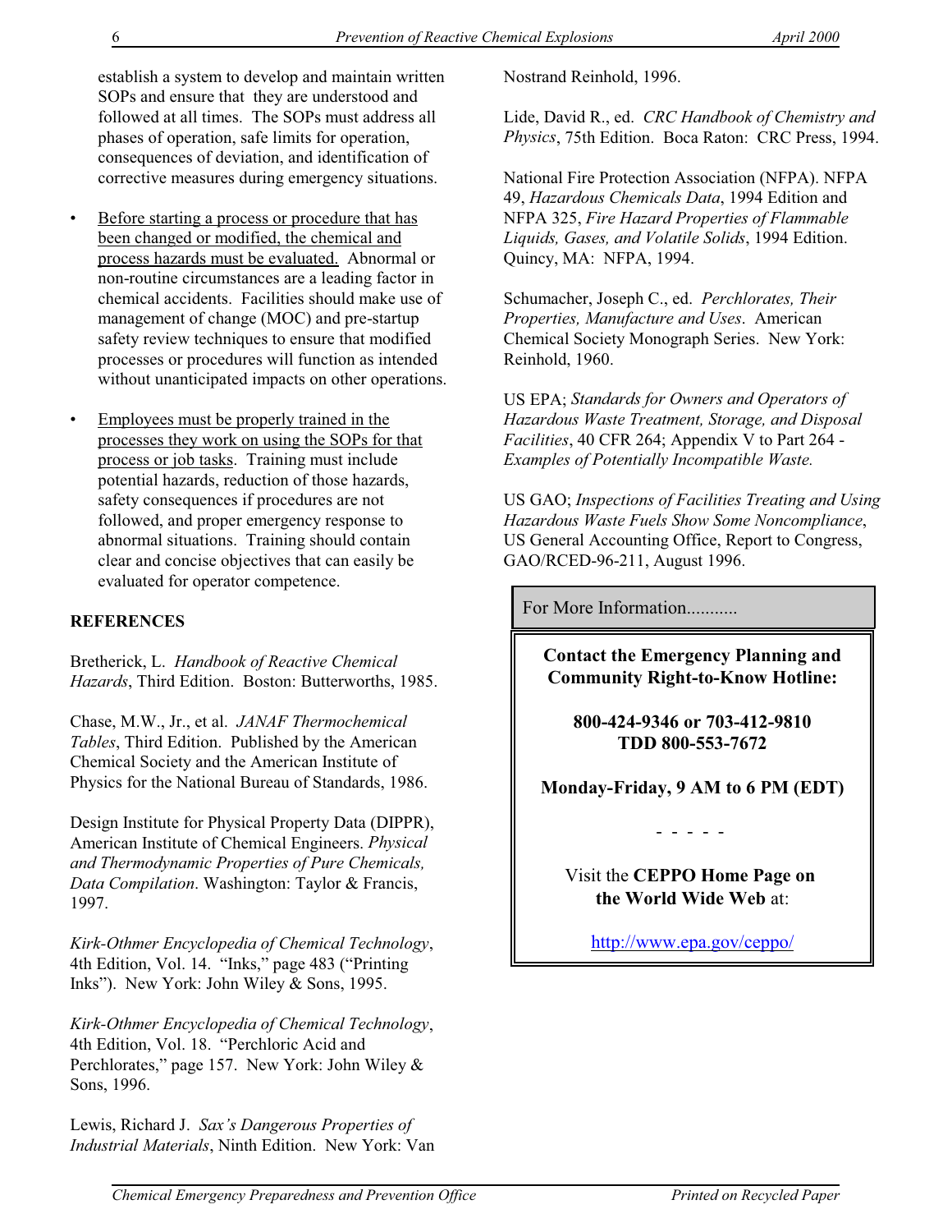establish a system to develop and maintain written SOPs and ensure that they are understood and followed at all times. The SOPs must address all phases of operation, safe limits for operation, consequences of deviation, and identification of corrective measures during emergency situations.

- Before starting a process or procedure that has been changed or modified, the chemical and process hazards must be evaluated. Abnormal or non-routine circumstances are a leading factor in chemical accidents. Facilities should make use of management of change (MOC) and pre-startup safety review techniques to ensure that modified processes or procedures will function as intended without unanticipated impacts on other operations.

- Employees must be properly trained in the processes they work on using the SOPs for that process or job tasks. Training must include potential hazards, reduction of those hazards, safety consequences if procedures are not followed, and proper emergency response to abnormal situations. Training should contain clear and concise objectives that can easily be evaluated for operator competence.

**REFERENCES**

Bretherick, L. *Handbook of Reactive Chemical Hazards*, Third Edition. Boston: Butterworths, 1985.

Chase, M.W., Jr., et al. *JANAF Thermochemical Tables*, Third Edition. Published by the American Chemical Society and the American Institute of Physics for the National Bureau of Standards, 1986.

Design Institute for Physical Property Data (DIPPR), American Institute of Chemical Engineers. *Physical and Thermodynamic Properties of Pure Chemicals, Data Compilation*. Washington: Taylor & Francis, 1997.

*Kirk-Othmer Encyclopedia of Chemical Technology*, 4th Edition, Vol. 14. "Inks," page 483 ("Printing Inks"). New York: John Wiley & Sons, 1995.

*Kirk-Othmer Encyclopedia of Chemical Technology*, 4th Edition, Vol. 18. "Perchloric Acid and Perchlorates," page 157. New York: John Wiley & Sons, 1996.

Lewis, Richard J. *Sax's Dangerous Properties of Industrial Materials*, Ninth Edition. New York: Van Nostrand Reinhold, 1996.

Lide, David R., ed. *CRC Handbook of Chemistry and Physics*, 75th Edition. Boca Raton: CRC Press, 1994.

National Fire Protection Association (NFPA). NFPA 49, *Hazardous Chemicals Data*, 1994 Edition and NFPA 325, *Fire Hazard Properties of Flammable Liquids, Gases, and Volatile Solids*, 1994 Edition. Quincy, MA: NFPA, 1994.

Schumacher, Joseph C., ed. *Perchlorates, Their Properties, Manufacture and Uses*. American Chemical Society Monograph Series. New York: Reinhold, 1960.

US EPA; *Standards for Owners and Operators of Hazardous Waste Treatment, Storage, and Disposal Facilities*, 40 CFR 264; Appendix V to Part 264 - *Examples of Potentially Incompatible Waste.*

US GAO; *Inspections of Facilities Treating and Using Hazardous Waste Fuels Show Some Noncompliance*, US General Accounting Office, Report to Congress, GAO/RCED-96-211, August 1996.

For More Information...........

**Contact the Emergency Planning and Community Right-to-Know Hotline:**

**800-424-9346 or 703-412-9810**
**TDD 800-553-7672**

**Monday-Friday, 9 AM to 6 PM (EDT)**

\- - - - -

Visit the **CEPPO Home Page on the World Wide Web** at:

http://www.epa.gov/ceppo/